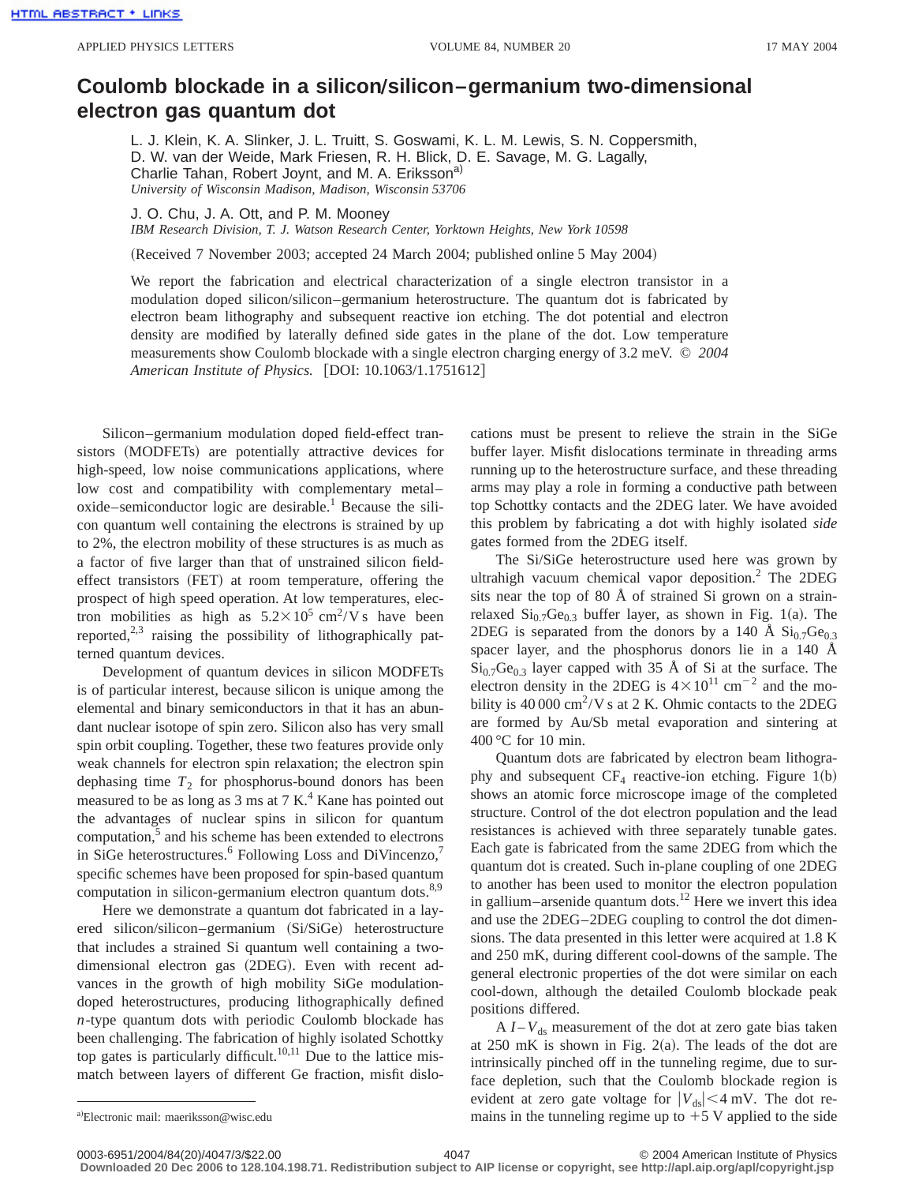# Coulomb blockade in a silicon/silicon–germanium two-dimensional electron gas quantum dot

L. J. Klein, K. A. Slinker, J. L. Truitt, S. Goswami, K. L. M. Lewis, S. N. Coppersmith, D. W. van der Weide, Mark Friesen, R. H. Blick, D. E. Savage, M. G. Lagally, Charlie Tahan, Robert Joynt, and M. A. Eriksson[a]
*University of Wisconsin Madison, Madison, Wisconsin 53706*

J. O. Chu, J. A. Ott, and P. M. Mooney
*IBM Research Division, T. J. Watson Research Center, Yorktown Heights, New York 10598*

(Received 7 November 2003; accepted 24 March 2004; published online 5 May 2004)

We report the fabrication and electrical characterization of a single electron transistor in a modulation doped silicon/silicon–germanium heterostructure. The quantum dot is fabricated by electron beam lithography and subsequent reactive ion etching. The dot potential and electron density are modified by laterally defined side gates in the plane of the dot. Low temperature measurements show Coulomb blockade with a single electron charging energy of 3.2 meV. © *2004 American Institute of Physics.* [DOI: 10.1063/1.1751612]

Silicon–germanium modulation doped field-effect transistors (MODFETs) are potentially attractive devices for high-speed, low noise communications applications, where low cost and compatibility with complementary metal–oxide–semiconductor logic are desirable.[1] Because the silicon quantum well containing the electrons is strained by up to 2%, the electron mobility of these structures is as much as a factor of five larger than that of unstrained silicon field-effect transistors (FET) at room temperature, offering the prospect of high speed operation. At low temperatures, electron mobilities as high as $5.2\times10^5$ cm$^2$/V s have been reported,[2,3] raising the possibility of lithographically patterned quantum devices.

Development of quantum devices in silicon MODFETs is of particular interest, because silicon is unique among the elemental and binary semiconductors in that it has an abundant nuclear isotope of spin zero. Silicon also has very small spin orbit coupling. Together, these two features provide only weak channels for electron spin relaxation; the electron spin dephasing time $T_2$ for phosphorus-bound donors has been measured to be as long as 3 ms at 7 K.[4] Kane has pointed out the advantages of nuclear spins in silicon for quantum computation,[5] and his scheme has been extended to electrons in SiGe heterostructures.[6] Following Loss and DiVincenzo,[7] specific schemes have been proposed for spin-based quantum computation in silicon-germanium electron quantum dots.[8,9]

Here we demonstrate a quantum dot fabricated in a layered silicon/silicon–germanium (Si/SiGe) heterostructure that includes a strained Si quantum well containing a two-dimensional electron gas (2DEG). Even with recent advances in the growth of high mobility SiGe modulation-doped heterostructures, producing lithographically defined *n*-type quantum dots with periodic Coulomb blockade has been challenging. The fabrication of highly isolated Schottky top gates is particularly difficult.[10,11] Due to the lattice mismatch between layers of different Ge fraction, misfit dislocations must be present to relieve the strain in the SiGe buffer layer. Misfit dislocations terminate in threading arms running up to the heterostructure surface, and these threading arms may play a role in forming a conductive path between top Schottky contacts and the 2DEG later. We have avoided this problem by fabricating a dot with highly isolated *side* gates formed from the 2DEG itself.

The Si/SiGe heterostructure used here was grown by ultrahigh vacuum chemical vapor deposition.[2] The 2DEG sits near the top of 80 Å of strained Si grown on a strain-relaxed $Si_{0.7}Ge_{0.3}$ buffer layer, as shown in Fig. 1(a). The 2DEG is separated from the donors by a 140 Å $Si_{0.7}Ge_{0.3}$ spacer layer, and the phosphorus donors lie in a 140 Å $Si_{0.7}Ge_{0.3}$ layer capped with 35 Å of Si at the surface. The electron density in the 2DEG is $4\times10^{11}$ cm$^{-2}$ and the mobility is 40 000 cm$^2$/V s at 2 K. Ohmic contacts to the 2DEG are formed by Au/Sb metal evaporation and sintering at 400 °C for 10 min.

Quantum dots are fabricated by electron beam lithography and subsequent $CF_4$ reactive-ion etching. Figure 1(b) shows an atomic force microscope image of the completed structure. Control of the dot electron population and the lead resistances is achieved with three separately tunable gates. Each gate is fabricated from the same 2DEG from which the quantum dot is created. Such in-plane coupling of one 2DEG to another has been used to monitor the electron population in gallium–arsenide quantum dots.[12] Here we invert this idea and use the 2DEG–2DEG coupling to control the dot dimensions. The data presented in this letter were acquired at 1.8 K and 250 mK, during different cool-downs of the sample. The general electronic properties of the dot were similar on each cool-down, although the detailed Coulomb blockade peak positions differed.

A $I-V_{ds}$ measurement of the dot at zero gate bias taken at 250 mK is shown in Fig. 2(a). The leads of the dot are intrinsically pinched off in the tunneling regime, due to surface depletion, such that the Coulomb blockade region is evident at zero gate voltage for $|V_{ds}|<4$ mV. The dot remains in the tunneling regime up to +5 V applied to the side

[a]Electronic mail: maeriksson@wisc.edu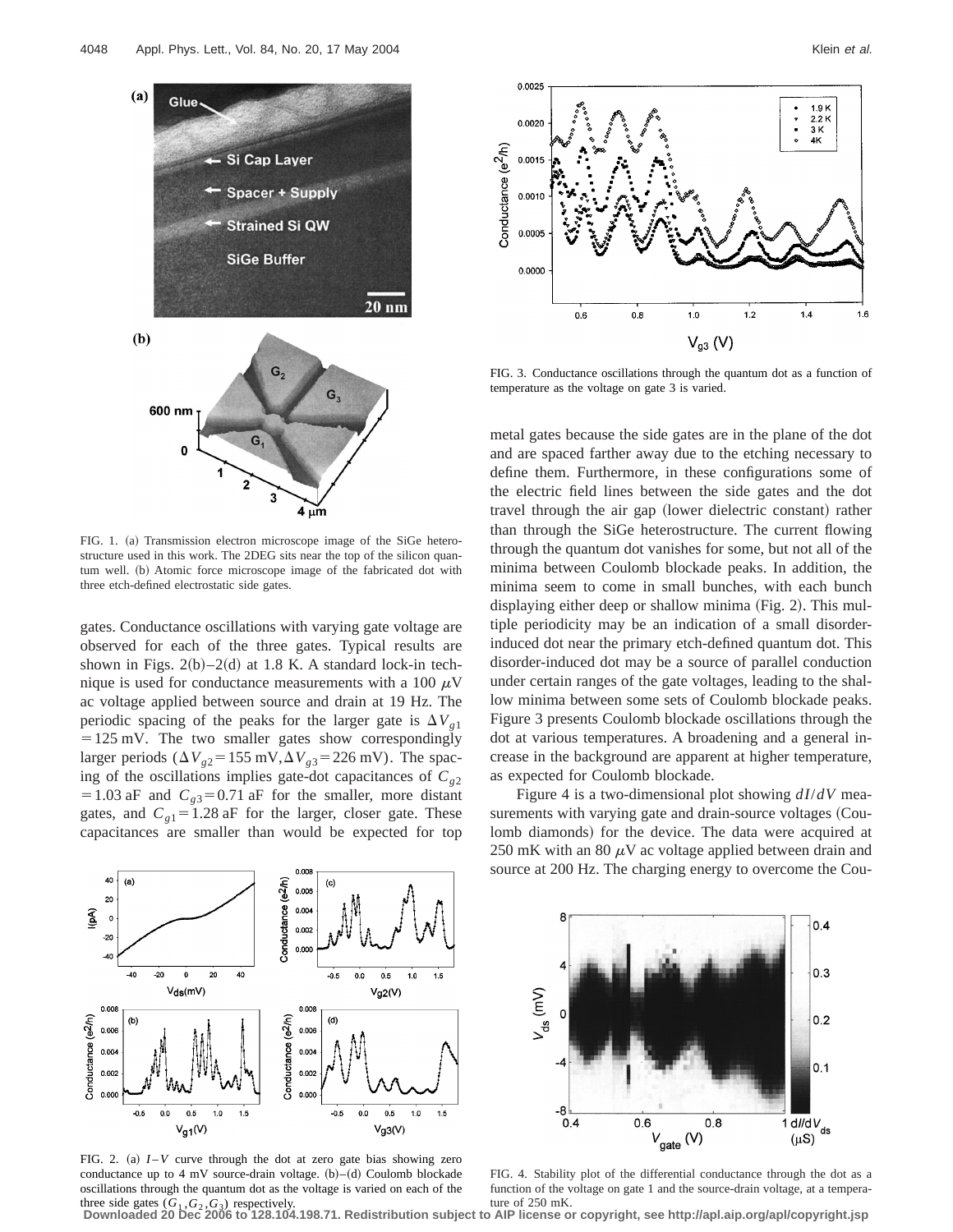FIG. 1. (a) Transmission electron microscope image of the SiGe heterostructure used in this work. The 2DEG sits near the top of the silicon quantum well. (b) Atomic force microscope image of the fabricated dot with three etch-defined electrostatic side gates.

gates. Conductance oscillations with varying gate voltage are observed for each of the three gates. Typical results are shown in Figs. 2(b)–2(d) at 1.8 K. A standard lock-in technique is used for conductance measurements with a 100 $\mu$V ac voltage applied between source and drain at 19 Hz. The periodic spacing of the peaks for the larger gate is $\Delta V_{g1} = 125$ mV. The two smaller gates show correspondingly larger periods ($\Delta V_{g2} = 155$ mV, $\Delta V_{g3} = 226$ mV). The spacing of the oscillations implies gate-dot capacitances of $C_{g2} = 1.03$ aF and $C_{g3} = 0.71$ aF for the smaller, more distant gates, and $C_{g1} = 1.28$ aF for the larger, closer gate. These capacitances are smaller than would be expected for top metal gates because the side gates are in the plane of the dot and are spaced farther away due to the etching necessary to define them. Furthermore, in these configurations some of the electric field lines between the side gates and the dot travel through the air gap (lower dielectric constant) rather than through the SiGe heterostructure. The current flowing through the quantum dot vanishes for some, but not all of the minima between Coulomb blockade peaks. In addition, the minima seem to come in small bunches, with each bunch displaying either deep or shallow minima (Fig. 2). This multiple periodicity may be an indication of a small disorder-induced dot near the primary etch-defined quantum dot. This disorder-induced dot may be a source of parallel conduction under certain ranges of the gate voltages, leading to the shallow minima between some sets of Coulomb blockade peaks. Figure 3 presents Coulomb blockade oscillations through the dot at various temperatures. A broadening and a general increase in the background are apparent at higher temperature, as expected for Coulomb blockade.

Figure 4 is a two-dimensional plot showing $dI/dV$ measurements with varying gate and drain-source voltages (Coulomb diamonds) for the device. The data were acquired at 250 mK with an 80 $\mu$V ac voltage applied between drain and source at 200 Hz. The charging energy to overcome the Cou-

FIG. 2. (a) $I$–$V$ curve through the dot at zero gate bias showing zero conductance up to 4 mV source-drain voltage. (b)–(d) Coulomb blockade oscillations through the quantum dot as the voltage is varied on each of the three side gates ($G_1, G_2, G_3$) respectively.

FIG. 3. Conductance oscillations through the quantum dot as a function of temperature as the voltage on gate 3 is varied.

FIG. 4. Stability plot of the differential conductance through the dot as a function of the voltage on gate 1 and the source-drain voltage, at a temperature of 250 mK.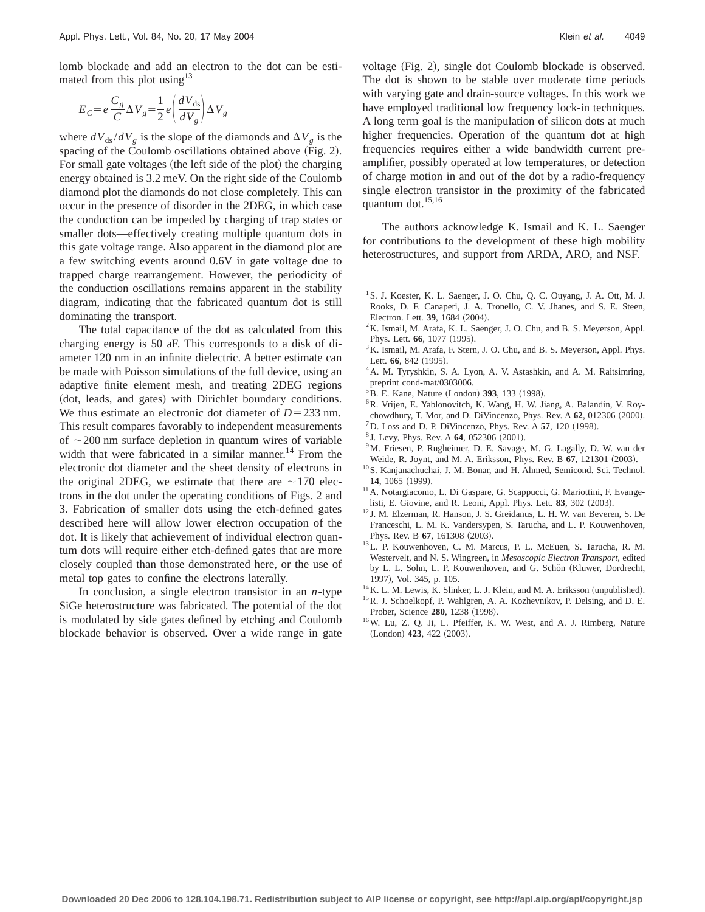lomb blockade and add an electron to the dot can be estimated from this plot using[13]

$$E_C = e\frac{C_g}{C}\Delta V_g = \frac{1}{2}e\left(\frac{dV_{ds}}{dV_g}\right)\Delta V_g$$

where $dV_{ds}/dV_g$ is the slope of the diamonds and $\Delta V_g$ is the spacing of the Coulomb oscillations obtained above (Fig. 2). For small gate voltages (the left side of the plot) the charging energy obtained is 3.2 meV. On the right side of the Coulomb diamond plot the diamonds do not close completely. This can occur in the presence of disorder in the 2DEG, in which case the conduction can be impeded by charging of trap states or smaller dots—effectively creating multiple quantum dots in this gate voltage range. Also apparent in the diamond plot are a few switching events around 0.6V in gate voltage due to trapped charge rearrangement. However, the periodicity of the conduction oscillations remains apparent in the stability diagram, indicating that the fabricated quantum dot is still dominating the transport.

The total capacitance of the dot as calculated from this charging energy is 50 aF. This corresponds to a disk of diameter 120 nm in an infinite dielectric. A better estimate can be made with Poisson simulations of the full device, using an adaptive finite element mesh, and treating 2DEG regions (dot, leads, and gates) with Dirichlet boundary conditions. We thus estimate an electronic dot diameter of $D = 233$ nm. This result compares favorably to independent measurements of $\sim 200$ nm surface depletion in quantum wires of variable width that were fabricated in a similar manner.[14] From the electronic dot diameter and the sheet density of electrons in the original 2DEG, we estimate that there are $\sim 170$ electrons in the dot under the operating conditions of Figs. 2 and 3. Fabrication of smaller dots using the etch-defined gates described here will allow lower electron occupation of the dot. It is likely that achievement of individual electron quantum dots will require either etch-defined gates that are more closely coupled than those demonstrated here, or the use of metal top gates to confine the electrons laterally.

In conclusion, a single electron transistor in an *n*-type SiGe heterostructure was fabricated. The potential of the dot is modulated by side gates defined by etching and Coulomb blockade behavior is observed. Over a wide range in gate voltage (Fig. 2), single dot Coulomb blockade is observed. The dot is shown to be stable over moderate time periods with varying gate and drain-source voltages. In this work we have employed traditional low frequency lock-in techniques. A long term goal is the manipulation of silicon dots at much higher frequencies. Operation of the quantum dot at high frequencies requires either a wide bandwidth current preamplifier, possibly operated at low temperatures, or detection of charge motion in and out of the dot by a radio-frequency single electron transistor in the proximity of the fabricated quantum dot.[15,16]

The authors acknowledge K. Ismail and K. L. Saenger for contributions to the development of these high mobility heterostructures, and support from ARDA, ARO, and NSF.

[1] S. J. Koester, K. L. Saenger, J. O. Chu, Q. C. Ouyang, J. A. Ott, M. J. Rooks, D. F. Canaperi, J. A. Tronello, C. V. Jhanes, and S. E. Steen, Electron. Lett. **39**, 1684 (2004).
[2] K. Ismail, M. Arafa, K. L. Saenger, J. O. Chu, and B. S. Meyerson, Appl. Phys. Lett. **66**, 1077 (1995).
[3] K. Ismail, M. Arafa, F. Stern, J. O. Chu, and B. S. Meyerson, Appl. Phys. Lett. **66**, 842 (1995).
[4] A. M. Tyryshkin, S. A. Lyon, A. V. Astashkin, and A. M. Raitsimring, preprint cond-mat/0303006.
[5] B. E. Kane, Nature (London) **393**, 133 (1998).
[6] R. Vrijen, E. Yablonovitch, K. Wang, H. W. Jiang, A. Balandin, V. Roychowdhury, T. Mor, and D. DiVincenzo, Phys. Rev. A **62**, 012306 (2000).
[7] D. Loss and D. P. DiVincenzo, Phys. Rev. A **57**, 120 (1998).
[8] J. Levy, Phys. Rev. A **64**, 052306 (2001).
[9] M. Friesen, P. Rugheimer, D. E. Savage, M. G. Lagally, D. W. van der Weide, R. Joynt, and M. A. Eriksson, Phys. Rev. B **67**, 121301 (2003).
[10] S. Kanjanachuchai, J. M. Bonar, and H. Ahmed, Semicond. Sci. Technol. **14**, 1065 (1999).
[11] A. Notargiacomo, L. Di Gaspare, G. Scappucci, G. Mariottini, F. Evangelisti, E. Giovine, and R. Leoni, Appl. Phys. Lett. **83**, 302 (2003).
[12] J. M. Elzerman, R. Hanson, J. S. Greidanus, L. H. W. van Beveren, S. De Franceschi, L. M. K. Vandersypen, S. Tarucha, and L. P. Kouwenhoven, Phys. Rev. B **67**, 161308 (2003).
[13] L. P. Kouwenhoven, C. M. Marcus, P. L. McEuen, S. Tarucha, R. M. Westervelt, and N. S. Wingreen, in *Mesoscopic Electron Transport*, edited by L. L. Sohn, L. P. Kouwenhoven, and G. Schön (Kluwer, Dordrecht, 1997), Vol. 345, p. 105.
[14] K. L. M. Lewis, K. Slinker, L. J. Klein, and M. A. Eriksson (unpublished).
[15] R. J. Schoelkopf, P. Wahlgren, A. A. Kozhevnikov, P. Delsing, and D. E. Prober, Science **280**, 1238 (1998).
[16] W. Lu, Z. Q. Ji, L. Pfeiffer, K. W. West, and A. J. Rimberg, Nature (London) **423**, 422 (2003).